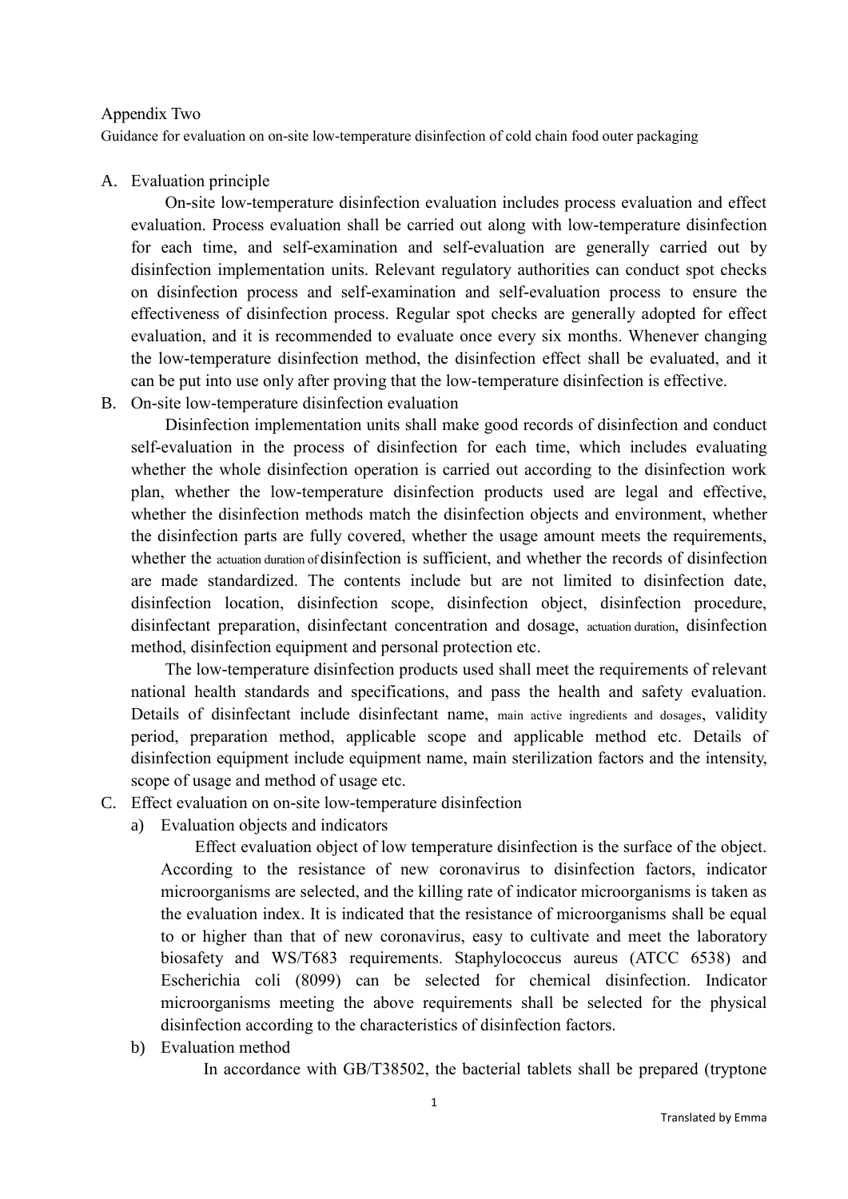Appendix Two

Guidance for evaluation on on-site low-temperature disinfection of cold chain food outer packaging

A. Evaluation principle

On-site low-temperature disinfection evaluation includes process evaluation and effect evaluation. Process evaluation shall be carried out along with low-temperature disinfection for each time, and self-examination and self-evaluation are generally carried out by disinfection implementation units. Relevant regulatory authorities can conduct spot checks on disinfection process and self-examination and self-evaluation process to ensure the effectiveness of disinfection process. Regular spot checks are generally adopted for effect evaluation, and it is recommended to evaluate once every six months. Whenever changing the low-temperature disinfection method, the disinfection effect shall be evaluated, and it can be put into use only after proving that the low-temperature disinfection is effective.

B. On-site low-temperature disinfection evaluation

Disinfection implementation units shall make good records of disinfection and conduct self-evaluation in the process of disinfection for each time, which includes evaluating whether the whole disinfection operation is carried out according to the disinfection work plan, whether the low-temperature disinfection products used are legal and effective, whether the disinfection methods match the disinfection objects and environment, whether the disinfection parts are fully covered, whether the usage amount meets the requirements, whether the actuation duration of disinfection is sufficient, and whether the records of disinfection are made standardized. The contents include but are not limited to disinfection date, disinfection location, disinfection scope, disinfection object, disinfection procedure, disinfectant preparation, disinfectant concentration and dosage, actuation duration, disinfection method, disinfection equipment and personal protection etc.

The low-temperature disinfection products used shall meet the requirements of relevant national health standards and specifications, and pass the health and safety evaluation. Details of disinfectant include disinfectant name, main active ingredients and dosages, validity period, preparation method, applicable scope and applicable method etc. Details of disinfection equipment include equipment name, main sterilization factors and the intensity, scope of usage and method of usage etc.

C. Effect evaluation on on-site low-temperature disinfection

a) Evaluation objects and indicators

Effect evaluation object of low temperature disinfection is the surface of the object. According to the resistance of new coronavirus to disinfection factors, indicator microorganisms are selected, and the killing rate of indicator microorganisms is taken as the evaluation index. It is indicated that the resistance of microorganisms shall be equal to or higher than that of new coronavirus, easy to cultivate and meet the laboratory biosafety and WS/T683 requirements. Staphylococcus aureus (ATCC 6538) and Escherichia coli (8099) can be selected for chemical disinfection. Indicator microorganisms meeting the above requirements shall be selected for the physical disinfection according to the characteristics of disinfection factors.

b) Evaluation method

In accordance with GB/T38502, the bacterial tablets shall be prepared (tryptone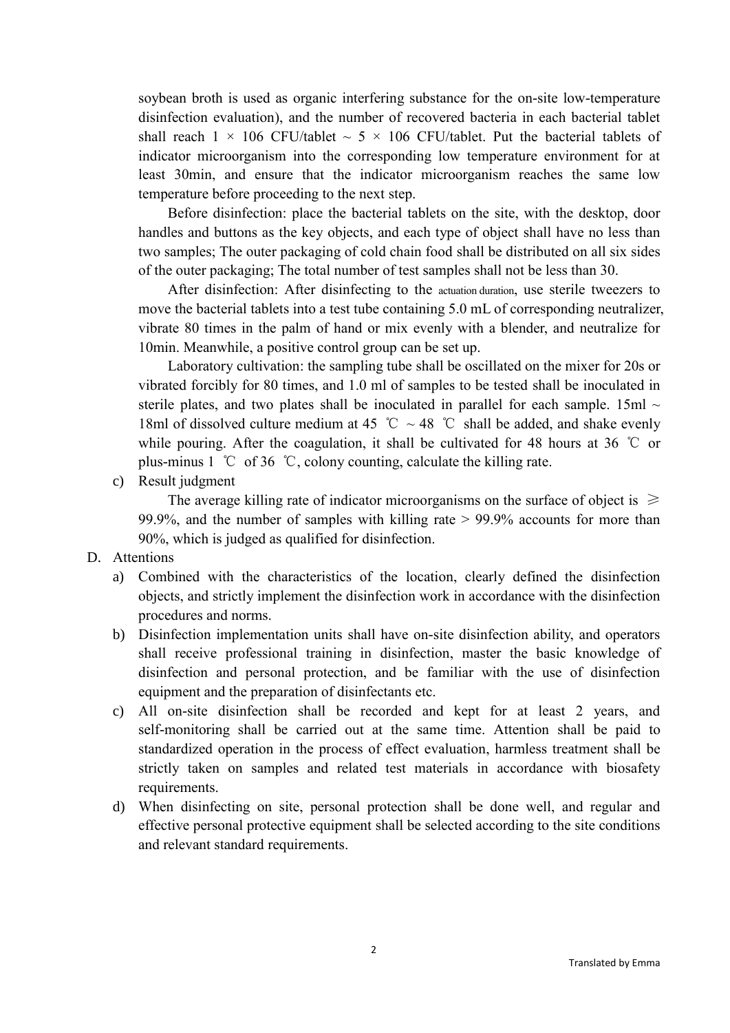soybean broth is used as organic interfering substance for the on-site low-temperature disinfection evaluation), and the number of recovered bacteria in each bacterial tablet shall reach 1 × 106 CFU/tablet ~ 5 × 106 CFU/tablet. Put the bacterial tablets of indicator microorganism into the corresponding low temperature environment for at least 30min, and ensure that the indicator microorganism reaches the same low temperature before proceeding to the next step.

Before disinfection: place the bacterial tablets on the site, with the desktop, door handles and buttons as the key objects, and each type of object shall have no less than two samples; The outer packaging of cold chain food shall be distributed on all six sides of the outer packaging; The total number of test samples shall not be less than 30.

After disinfection: After disinfecting to the actuation duration, use sterile tweezers to move the bacterial tablets into a test tube containing 5.0 mL of corresponding neutralizer, vibrate 80 times in the palm of hand or mix evenly with a blender, and neutralize for 10min. Meanwhile, a positive control group can be set up.

Laboratory cultivation: the sampling tube shall be oscillated on the mixer for 20s or vibrated forcibly for 80 times, and 1.0 ml of samples to be tested shall be inoculated in sterile plates, and two plates shall be inoculated in parallel for each sample. 15ml ~ 18ml of dissolved culture medium at 45 ℃ ~ 48 ℃ shall be added, and shake evenly while pouring. After the coagulation, it shall be cultivated for 48 hours at 36 ℃ or plus-minus 1 ℃ of 36 ℃, colony counting, calculate the killing rate.

c) Result judgment

The average killing rate of indicator microorganisms on the surface of object is ≥ 99.9%, and the number of samples with killing rate > 99.9% accounts for more than 90%, which is judged as qualified for disinfection.

D. Attentions

a) Combined with the characteristics of the location, clearly defined the disinfection objects, and strictly implement the disinfection work in accordance with the disinfection procedures and norms.

b) Disinfection implementation units shall have on-site disinfection ability, and operators shall receive professional training in disinfection, master the basic knowledge of disinfection and personal protection, and be familiar with the use of disinfection equipment and the preparation of disinfectants etc.

c) All on-site disinfection shall be recorded and kept for at least 2 years, and self-monitoring shall be carried out at the same time. Attention shall be paid to standardized operation in the process of effect evaluation, harmless treatment shall be strictly taken on samples and related test materials in accordance with biosafety requirements.

d) When disinfecting on site, personal protection shall be done well, and regular and effective personal protective equipment shall be selected according to the site conditions and relevant standard requirements.

Translated by Emma